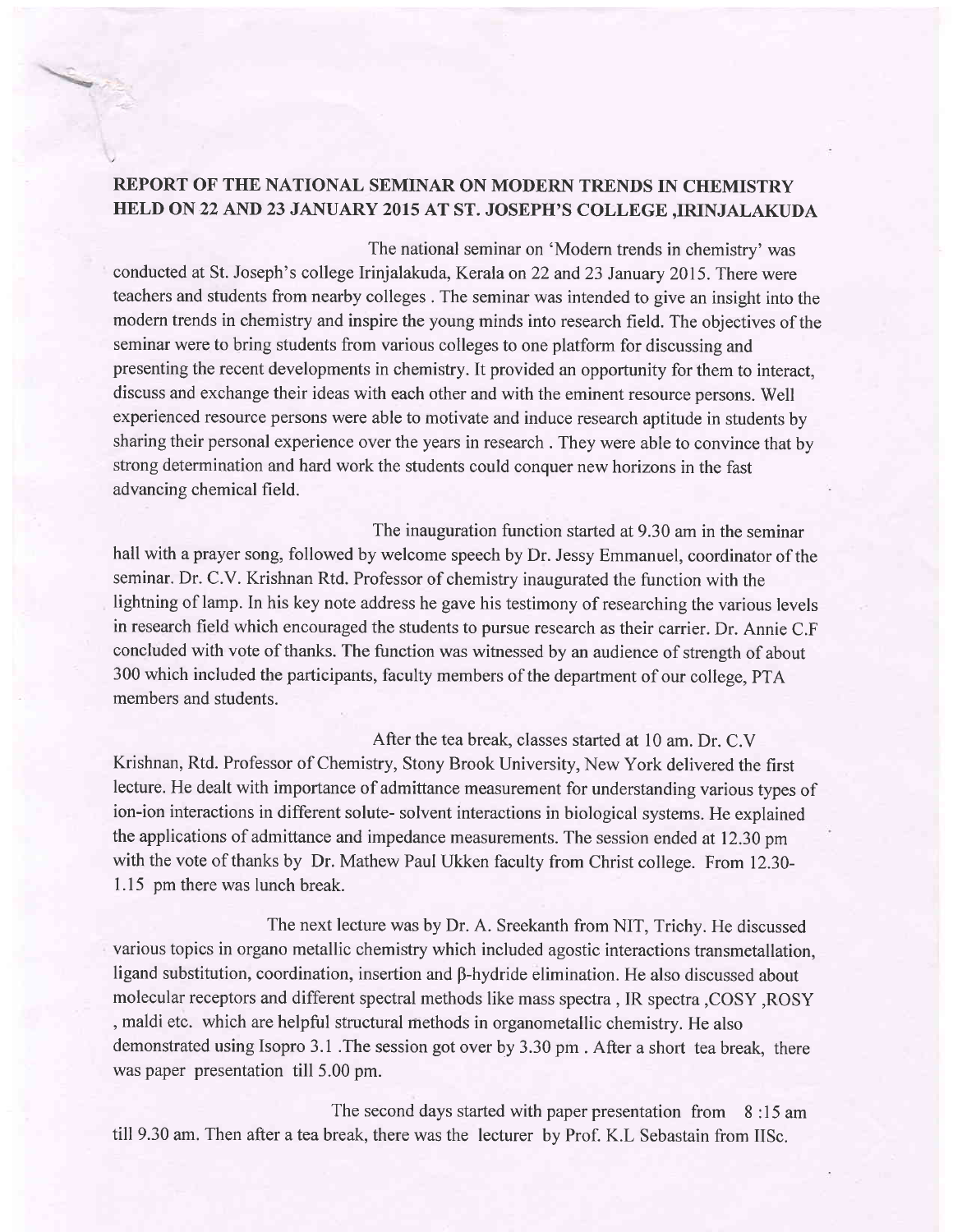# REPORT OF THE NATIONAL SEMINAR ON MODERN TRENDS IN CHEMISTRY HELD ON 22 AND 23 JANUARY 2015 AT ST. JOSEPH'S COLLEGE ,IRINJALAKUDA

The national seminar on 'Modern trends in chemistry' was conducted at St. Joseph's college Irinjalakuda, Kerala on 22 and 23 January 2015. There were teachers and students from nearby colleges . The seminar was intended to give an insight into the modern trends in chemistry and inspire the young minds into research field. The objectives of the seminar were to bring students from various colleges to one platform for discussing and presenting the recent developments in chemistry. It provided an opportunity for them to interact, discuss and exchange their ideas with each other and with the eminent resource persons. Well experienced resource persons were able to motivate and induce research aptitude in students by sharing their personal experience over the years in research . They were able to convince that by strong determination and hard work the students could conquer new horizons in the fast advancing chemical field.

The inauguration function started at 9.30 am in the seminar hall with a prayer song, followed by welcome speech by Dr. Jessy Emmanuel, coordinator of the seminar. Dr. C.V. Krishnan Rtd. Professor of chemistry inaugurated the function with the lightning of lamp. In his key note address he gave his testimony of researching the various levels in research field which encouraged the students to pursue research as their carrier. Dr. Annie C.F concluded with vote of thanks. The function was witnessed by an audience of strength of about 300 which included the participants, faculty members of the department of our college, PTA members and students.

After the tea break, classes started at 10 am. Dr. C.V Krishnan, Rtd. Professor of Chemistry, Stony Brook University, New York delivered the first lecture. He dealt with importance of admittance measurement for understanding various types of ion-ion interactions in different solute- solvent interactions in biological systems. He explained the applications of admittance and impedance measurements. The session ended at 12.30 pm with the vote of thanks by Dr. Mathew Paul Ukken faculty from Christ college. From 12.30-1.15 pm there was lunch break.

The next lecture was by Dr. A. Sreekanth from NIT, Trichy. He discussed various topics in organo metallic chemistry which included agostic interactions transmetallation, ligand substitution, coordination, insertion and β-hydride elimination. He also discussed about molecular receptors and different spectral methods like mass spectra , IR spectra ,COSY ,ROSY , maldi etc. which are helpful structural methods in organometallic chemistry. He also demonstrated using Isopro 3.1 .The session got over by 3.30 pm . After a short tea break, there was paper presentation till 5.00 pm.

The second days started with paper presentation from 8 :15 am till 9.30 am. Then after a tea break, there was the lecturer by Prof. K.L Sebastain from IISc.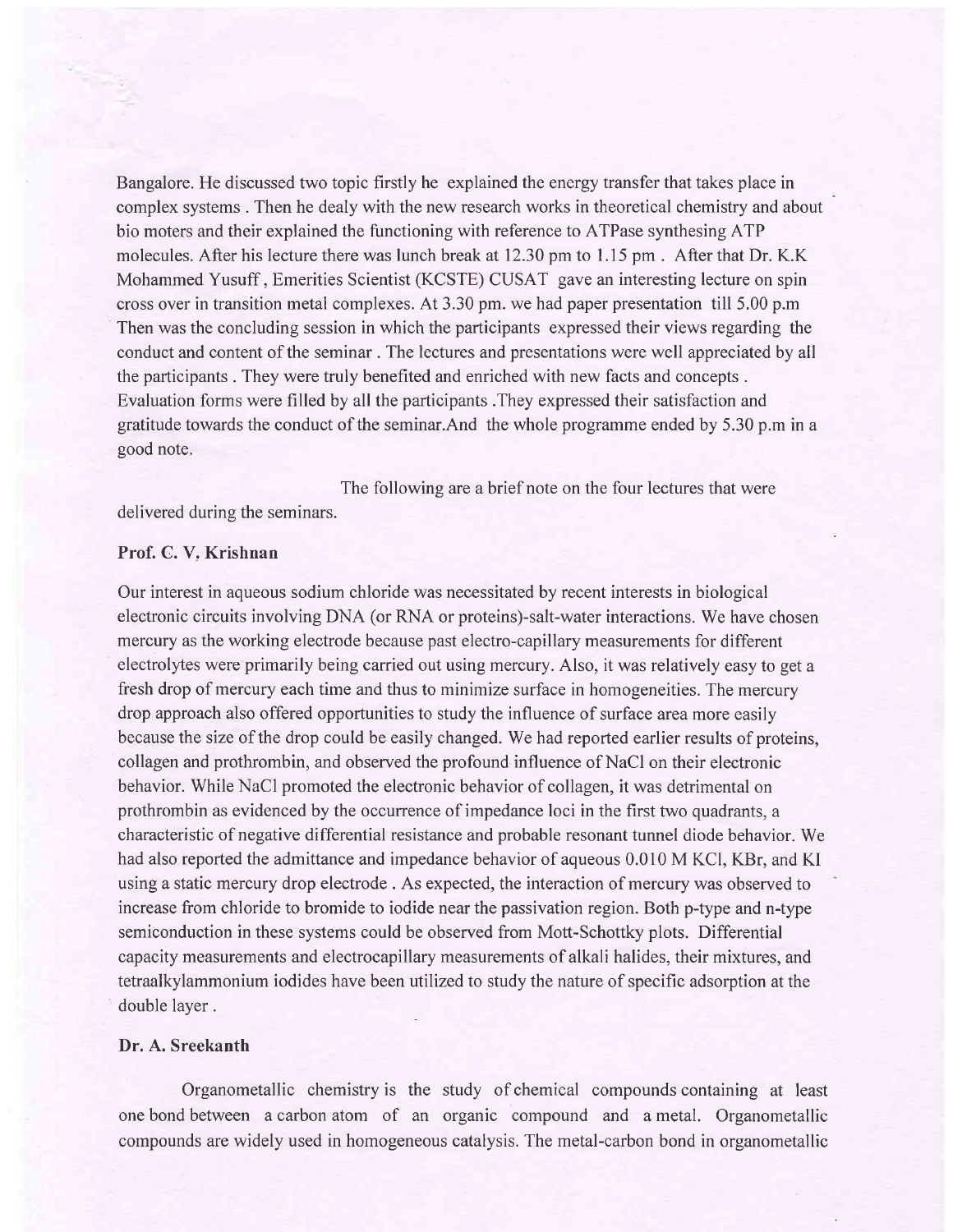Bangalore. He discussed two topic firstly he explained the energy transfer that takes place in complex systems . Then he dealy with the new research works in theoretical chemistry and about bio moters and their explained the functioning with reference to ATPase synthesing ATP molecules. After his lecture there was lunch break at 12.30 pm to 1.15 pm . After that Dr. K.K Mohammed Yusuff , Emerities Scientist (KCSTE) CUSAT gave an interesting lecture on spin cross over in transition metal complexes. At 3.30 pm. we had paper presentation till 5.00 p.m Then was the concluding session in which the participants expressed their views regarding the conduct and content of the seminar . The lectures and presentations were well appreciated by all the participants . They were truly benefited and enriched with new facts and concepts . Evaluation forms were filled by all the participants .They expressed their satisfaction and gratitude towards the conduct of the seminar.And the whole programme ended by 5.30 p.m in a good note.

The following are a brief note on the four lectures that were delivered during the seminars.

**Prof. C. V. Krishnan**

Our interest in aqueous sodium chloride was necessitated by recent interests in biological electronic circuits involving DNA (or RNA or proteins)-salt-water interactions. We have chosen mercury as the working electrode because past electro-capillary measurements for different electrolytes were primarily being carried out using mercury. Also, it was relatively easy to get a fresh drop of mercury each time and thus to minimize surface in homogeneities. The mercury drop approach also offered opportunities to study the influence of surface area more easily because the size of the drop could be easily changed. We had reported earlier results of proteins, collagen and prothrombin, and observed the profound influence of NaCl on their electronic behavior. While NaCl promoted the electronic behavior of collagen, it was detrimental on prothrombin as evidenced by the occurrence of impedance loci in the first two quadrants, a characteristic of negative differential resistance and probable resonant tunnel diode behavior. We had also reported the admittance and impedance behavior of aqueous 0.010 M KCl, KBr, and KI using a static mercury drop electrode . As expected, the interaction of mercury was observed to increase from chloride to bromide to iodide near the passivation region. Both p-type and n-type semiconduction in these systems could be observed from Mott-Schottky plots. Differential capacity measurements and electrocapillary measurements of alkali halides, their mixtures, and tetraalkylammonium iodides have been utilized to study the nature of specific adsorption at the double layer .

**Dr. A. Sreekanth**

Organometallic chemistry is the study of chemical compounds containing at least one bond between a carbon atom of an organic compound and a metal. Organometallic compounds are widely used in homogeneous catalysis. The metal-carbon bond in organometallic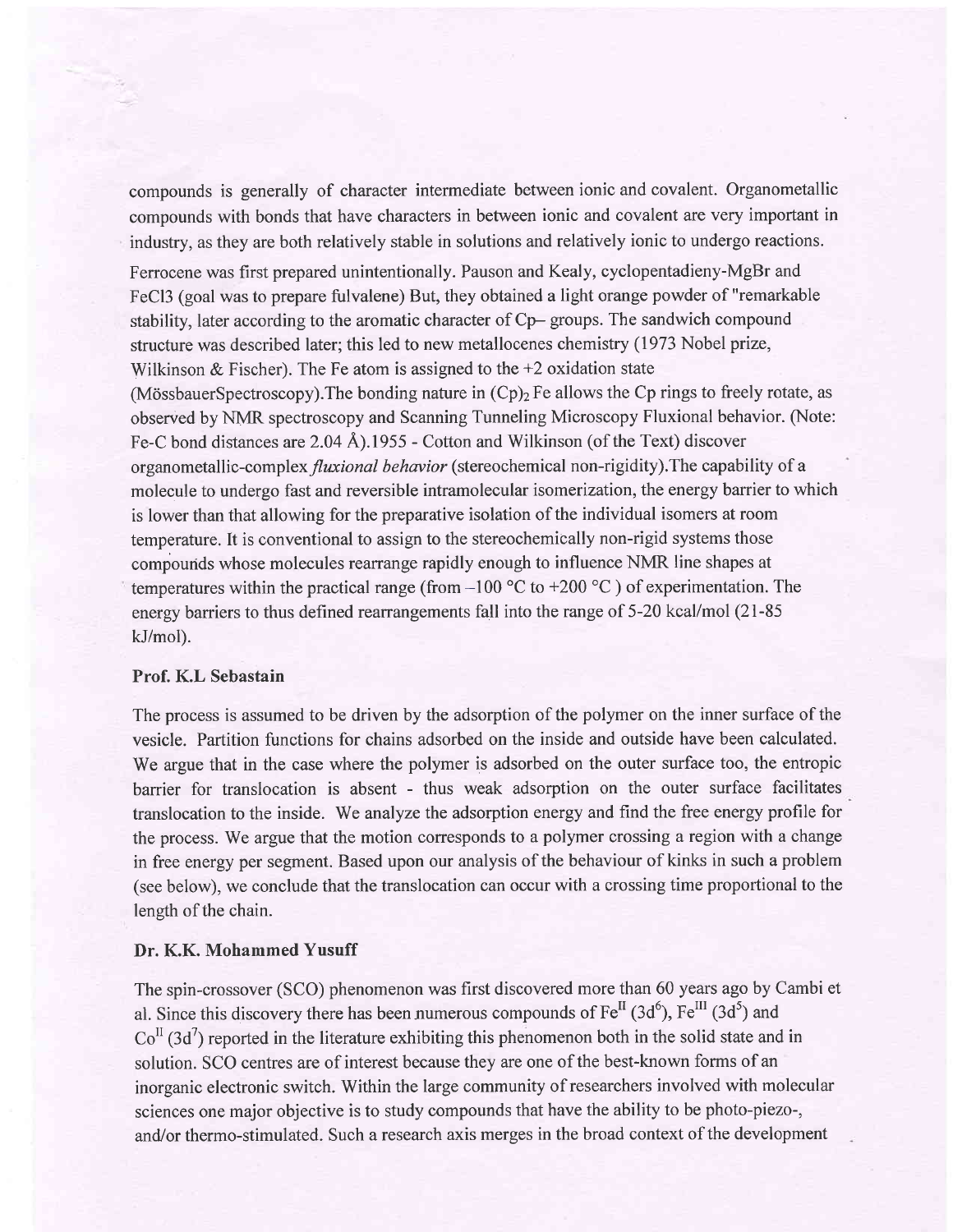compounds is generally of character intermediate between ionic and covalent. Organometallic compounds with bonds that have characters in between ionic and covalent are very important in industry, as they are both relatively stable in solutions and relatively ionic to undergo reactions.

Ferrocene was first prepared unintentionally. Pauson and Kealy, cyclopentadieny-MgBr and FeCl3 (goal was to prepare fulvalene) But, they obtained a light orange powder of "remarkable stability, later according to the aromatic character of Cp– groups. The sandwich compound structure was described later; this led to new metallocenes chemistry (1973 Nobel prize, Wilkinson & Fischer). The Fe atom is assigned to the +2 oxidation state (MössbauerSpectroscopy).The bonding nature in $(Cp)_2$ Fe allows the Cp rings to freely rotate, as observed by NMR spectroscopy and Scanning Tunneling Microscopy Fluxional behavior. (Note: Fe-C bond distances are 2.04 Å).1955 - Cotton and Wilkinson (of the Text) discover organometallic-complex *fluxional behavior* (stereochemical non-rigidity).The capability of a molecule to undergo fast and reversible intramolecular isomerization, the energy barrier to which is lower than that allowing for the preparative isolation of the individual isomers at room temperature. It is conventional to assign to the stereochemically non-rigid systems those compounds whose molecules rearrange rapidly enough to influence NMR line shapes at temperatures within the practical range (from –100 °C to +200 °C ) of experimentation. The energy barriers to thus defined rearrangements fall into the range of 5-20 kcal/mol (21-85 kJ/mol).

**Prof. K.L Sebastain**

The process is assumed to be driven by the adsorption of the polymer on the inner surface of the vesicle. Partition functions for chains adsorbed on the inside and outside have been calculated. We argue that in the case where the polymer is adsorbed on the outer surface too, the entropic barrier for translocation is absent - thus weak adsorption on the outer surface facilitates translocation to the inside. We analyze the adsorption energy and find the free energy profile for the process. We argue that the motion corresponds to a polymer crossing a region with a change in free energy per segment. Based upon our analysis of the behaviour of kinks in such a problem (see below), we conclude that the translocation can occur with a crossing time proportional to the length of the chain.

**Dr. K.K. Mohammed Yusuff**

The spin-crossover (SCO) phenomenon was first discovered more than 60 years ago by Cambi et al. Since this discovery there has been numerous compounds of $Fe^{II}$ $(3d^6)$, $Fe^{III}$ $(3d^5)$ and $Co^{II}$ $(3d^7)$ reported in the literature exhibiting this phenomenon both in the solid state and in solution. SCO centres are of interest because they are one of the best-known forms of an inorganic electronic switch. Within the large community of researchers involved with molecular sciences one major objective is to study compounds that have the ability to be photo-piezo-, and/or thermo-stimulated. Such a research axis merges in the broad context of the development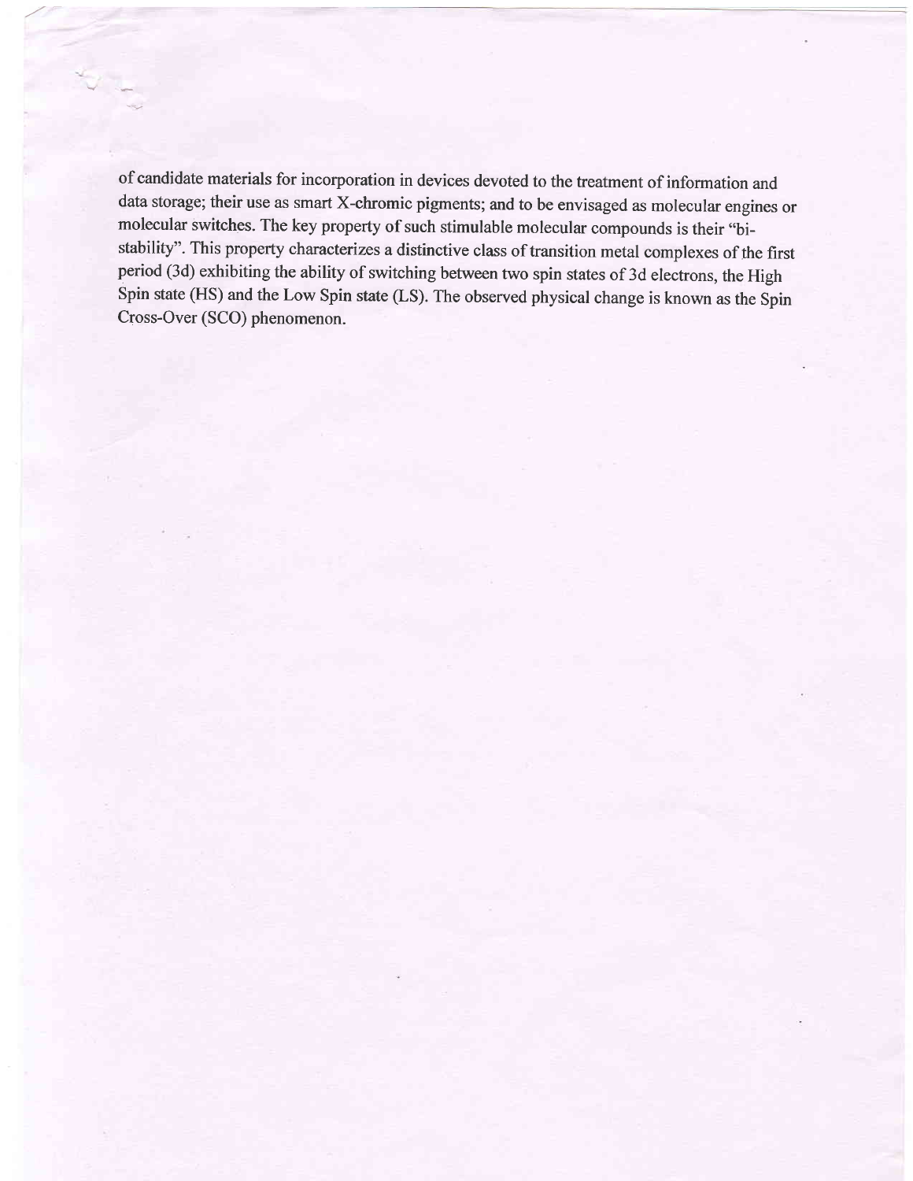of candidate materials for incorporation in devices devoted to the treatment of information and data storage; their use as smart X-chromic pigments; and to be envisaged as molecular engines or molecular switches. The key property of such stimulable molecular compounds is their "bi-stability". This property characterizes a distinctive class of transition metal complexes of the first period (3d) exhibiting the ability of switching between two spin states of 3d electrons, the High Spin state (HS) and the Low Spin state (LS). The observed physical change is known as the Spin Cross-Over (SCO) phenomenon.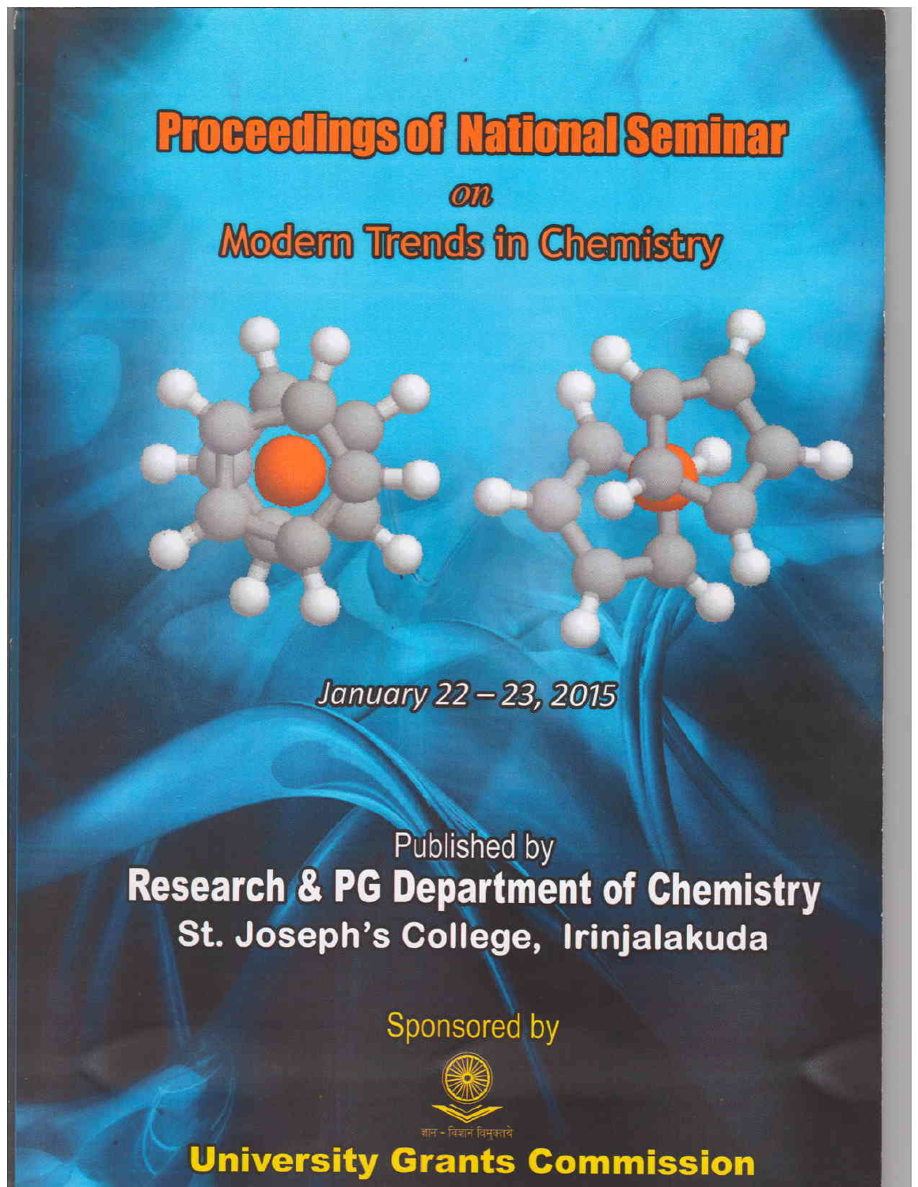# Proceedings of National Seminar

*on*

## Modern Trends in Chemistry

*January 22 – 23, 2015*

Published by

**Research & PG Department of Chemistry**

**St. Joseph's College, Irinjalakuda**

Sponsored by

ज्ञान - विज्ञान विमुक्तये

**University Grants Commission**